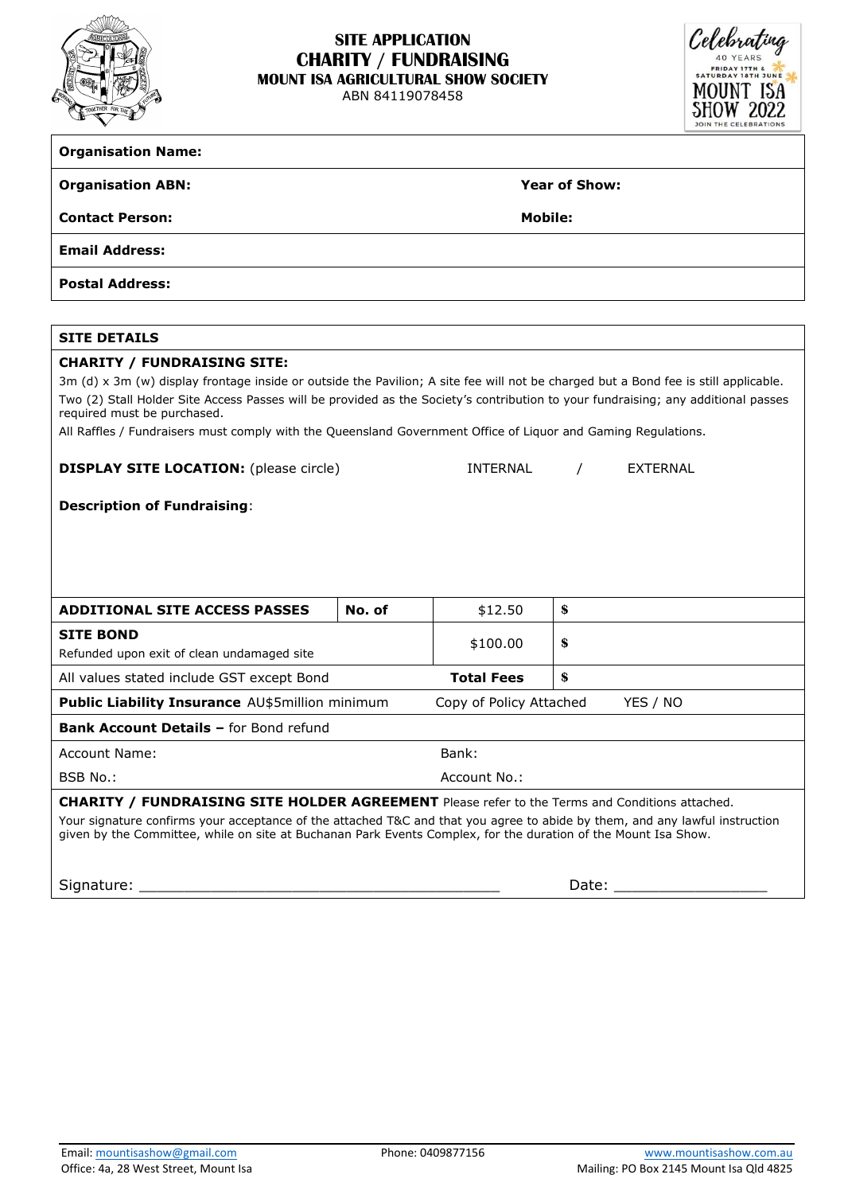# SITE APPLICATION
## CHARITY / FUNDRAISING
### MOUNT ISA AGRICULTURAL SHOW SOCIETY

ABN 84119078458

Celebrating 40 YEARS
FRIDAY 17TH & SATURDAY 18TH JUNE
MOUNT ISA SHOW 2022
JOIN THE CELEBRATIONS

| | |
|---|---|
| **Organisation Name:** | |
| **Organisation ABN:** | **Year of Show:** |
| **Contact Person:** | **Mobile:** |
| **Email Address:** | |
| **Postal Address:** | |

**SITE DETAILS**

**CHARITY / FUNDRAISING SITE:**

3m (d) x 3m (w) display frontage inside or outside the Pavilion; A site fee will not be charged but a Bond fee is still applicable.

Two (2) Stall Holder Site Access Passes will be provided as the Society's contribution to your fundraising; any additional passes required must be purchased.

All Raffles / Fundraisers must comply with the Queensland Government Office of Liquor and Gaming Regulations.

**DISPLAY SITE LOCATION:** (please circle) INTERNAL / EXTERNAL

**Description of Fundraising**:

| | | | |
|---|---|---|---|
| **ADDITIONAL SITE ACCESS PASSES** | **No. of** | $12.50 | $ |
| **SITE BOND** Refunded upon exit of clean undamaged site | | $100.00 | $ |
| All values stated include GST except Bond | | **Total Fees** | $ |

**Public Liability Insurance** AU$5million minimum — Copy of Policy Attached YES / NO

**Bank Account Details –** for Bond refund

| | |
|---|---|
| Account Name: | Bank: |
| BSB No.: | Account No.: |

**CHARITY / FUNDRAISING SITE HOLDER AGREEMENT** Please refer to the Terms and Conditions attached.

Your signature confirms your acceptance of the attached T&C and that you agree to abide by them, and any lawful instruction given by the Committee, while on site at Buchanan Park Events Complex, for the duration of the Mount Isa Show.

Signature: ________________________________________ Date: _________________

Email: mountisashow@gmail.com — Phone: 0409877156 — www.mountisashow.com.au

Office: 4a, 28 West Street, Mount Isa — Mailing: PO Box 2145 Mount Isa Qld 4825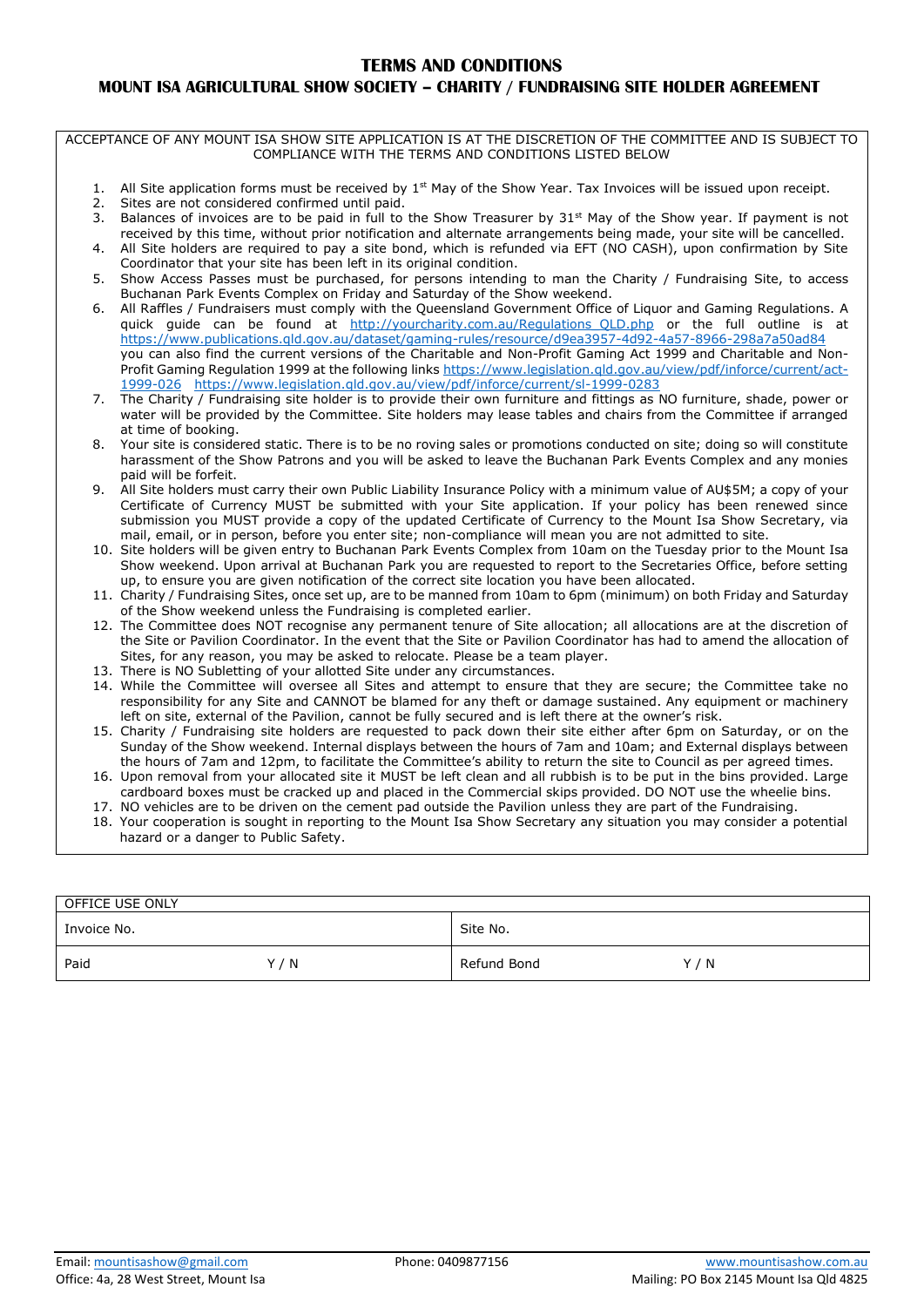# TERMS AND CONDITIONS

## MOUNT ISA AGRICULTURAL SHOW SOCIETY – CHARITY / FUNDRAISING SITE HOLDER AGREEMENT

ACCEPTANCE OF ANY MOUNT ISA SHOW SITE APPLICATION IS AT THE DISCRETION OF THE COMMITTEE AND IS SUBJECT TO COMPLIANCE WITH THE TERMS AND CONDITIONS LISTED BELOW

1. All Site application forms must be received by 1st May of the Show Year. Tax Invoices will be issued upon receipt.
2. Sites are not considered confirmed until paid.
3. Balances of invoices are to be paid in full to the Show Treasurer by 31st May of the Show year. If payment is not received by this time, without prior notification and alternate arrangements being made, your site will be cancelled.
4. All Site holders are required to pay a site bond, which is refunded via EFT (NO CASH), upon confirmation by Site Coordinator that your site has been left in its original condition.
5. Show Access Passes must be purchased, for persons intending to man the Charity / Fundraising Site, to access Buchanan Park Events Complex on Friday and Saturday of the Show weekend.
6. All Raffles / Fundraisers must comply with the Queensland Government Office of Liquor and Gaming Regulations. A quick guide can be found at http://yourcharity.com.au/Regulations_QLD.php or the full outline is at https://www.publications.qld.gov.au/dataset/gaming-rules/resource/d9ea3957-4d92-4a57-8966-298a7a50ad84 you can also find the current versions of the Charitable and Non-Profit Gaming Act 1999 and Charitable and Non-Profit Gaming Regulation 1999 at the following links https://www.legislation.qld.gov.au/view/pdf/inforce/current/act-1999-026 https://www.legislation.qld.gov.au/view/pdf/inforce/current/sl-1999-0283
7. The Charity / Fundraising site holder is to provide their own furniture and fittings as NO furniture, shade, power or water will be provided by the Committee. Site holders may lease tables and chairs from the Committee if arranged at time of booking.
8. Your site is considered static. There is to be no roving sales or promotions conducted on site; doing so will constitute harassment of the Show Patrons and you will be asked to leave the Buchanan Park Events Complex and any monies paid will be forfeit.
9. All Site holders must carry their own Public Liability Insurance Policy with a minimum value of AU$5M; a copy of your Certificate of Currency MUST be submitted with your Site application. If your policy has been renewed since submission you MUST provide a copy of the updated Certificate of Currency to the Mount Isa Show Secretary, via mail, email, or in person, before you enter site; non-compliance will mean you are not admitted to site.
10. Site holders will be given entry to Buchanan Park Events Complex from 10am on the Tuesday prior to the Mount Isa Show weekend. Upon arrival at Buchanan Park you are requested to report to the Secretaries Office, before setting up, to ensure you are given notification of the correct site location you have been allocated.
11. Charity / Fundraising Sites, once set up, are to be manned from 10am to 6pm (minimum) on both Friday and Saturday of the Show weekend unless the Fundraising is completed earlier.
12. The Committee does NOT recognise any permanent tenure of Site allocation; all allocations are at the discretion of the Site or Pavilion Coordinator. In the event that the Site or Pavilion Coordinator has had to amend the allocation of Sites, for any reason, you may be asked to relocate. Please be a team player.
13. There is NO Subletting of your allotted Site under any circumstances.
14. While the Committee will oversee all Sites and attempt to ensure that they are secure; the Committee take no responsibility for any Site and CANNOT be blamed for any theft or damage sustained. Any equipment or machinery left on site, external of the Pavilion, cannot be fully secured and is left there at the owner's risk.
15. Charity / Fundraising site holders are requested to pack down their site either after 6pm on Saturday, or on the Sunday of the Show weekend. Internal displays between the hours of 7am and 10am; and External displays between the hours of 7am and 12pm, to facilitate the Committee's ability to return the site to Council as per agreed times.
16. Upon removal from your allocated site it MUST be left clean and all rubbish is to be put in the bins provided. Large cardboard boxes must be cracked up and placed in the Commercial skips provided. DO NOT use the wheelie bins.
17. NO vehicles are to be driven on the cement pad outside the Pavilion unless they are part of the Fundraising.
18. Your cooperation is sought in reporting to the Mount Isa Show Secretary any situation you may consider a potential hazard or a danger to Public Safety.

| OFFICE USE ONLY | | | |
|---|---|---|---|
| Invoice No. | | Site No. | |
| Paid | Y / N | Refund Bond | Y / N |

Email: mountisashow@gmail.com
Phone: 0409877156
www.mountisashow.com.au
Office: 4a, 28 West Street, Mount Isa
Mailing: PO Box 2145 Mount Isa Qld 4825